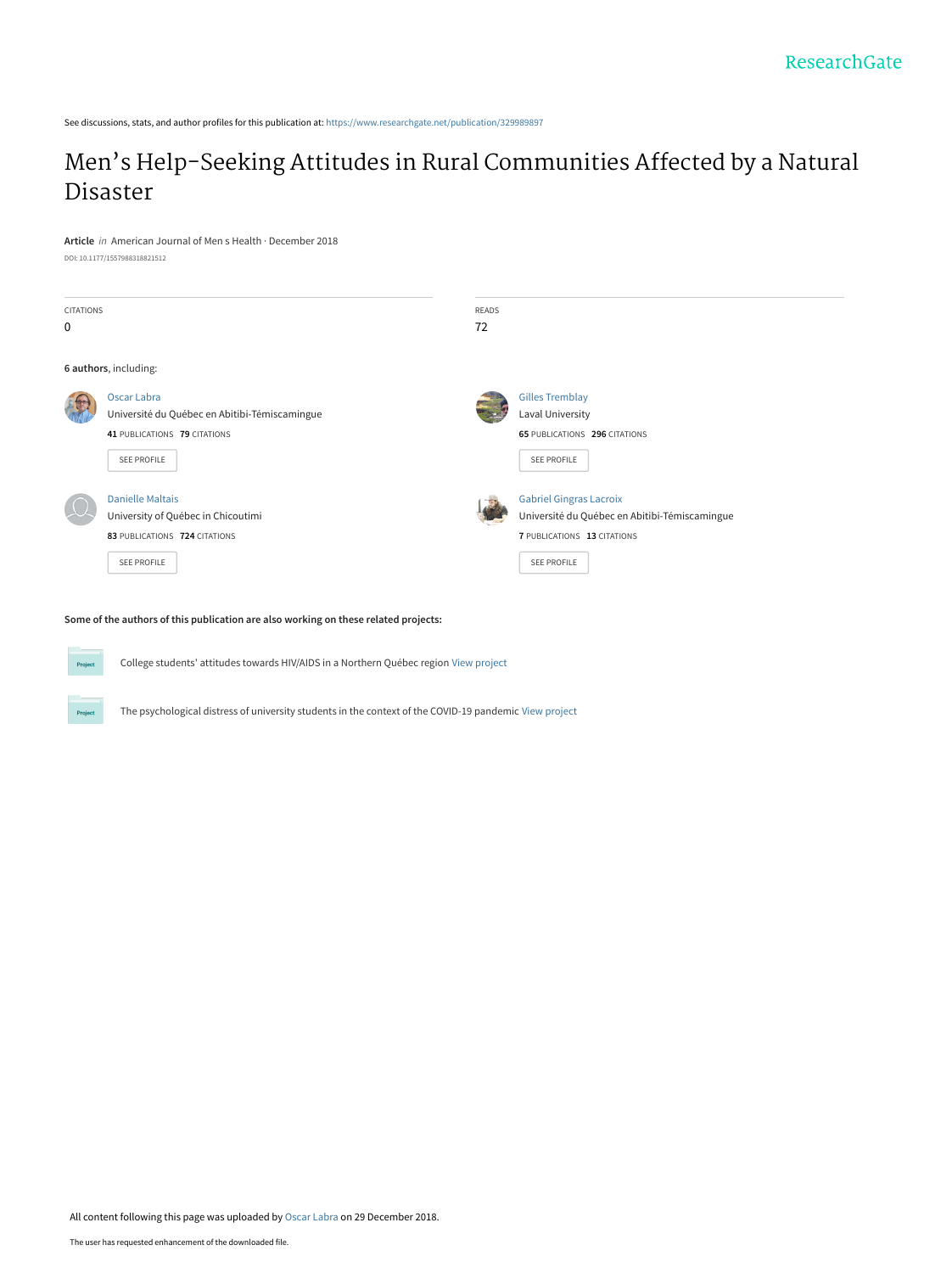ResearchGate

See discussions, stats, and author profiles for this publication at: https://www.researchgate.net/publication/329989897

# Men's Help-Seeking Attitudes in Rural Communities Affected by a Natural Disaster

**Article** *in* American Journal of Men s Health · December 2018

DOI: 10.1177/1557988318821512

CITATIONS
0

READS
72

**6 authors**, including:

Oscar Labra
Université du Québec en Abitibi-Témiscamingue
**41** PUBLICATIONS **79** CITATIONS

SEE PROFILE

Gilles Tremblay
Laval University
**65** PUBLICATIONS **296** CITATIONS

SEE PROFILE

Danielle Maltais
University of Québec in Chicoutimi
**83** PUBLICATIONS **724** CITATIONS

SEE PROFILE

Gabriel Gingras Lacroix
Université du Québec en Abitibi-Témiscamingue
**7** PUBLICATIONS **13** CITATIONS

SEE PROFILE

**Some of the authors of this publication are also working on these related projects:**

College students' attitudes towards HIV/AIDS in a Northern Québec region View project

The psychological distress of university students in the context of the COVID-19 pandemic View project

All content following this page was uploaded by Oscar Labra on 29 December 2018.

The user has requested enhancement of the downloaded file.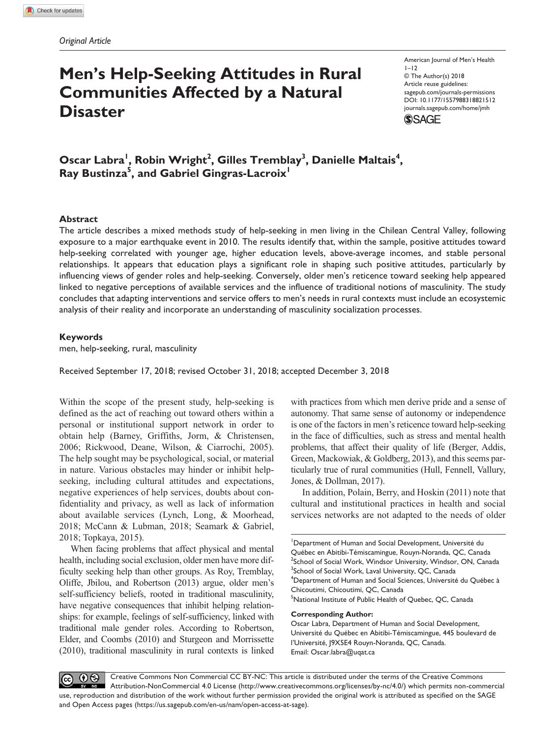*Original Article*

# Men's Help-Seeking Attitudes in Rural Communities Affected by a Natural Disaster

American Journal of Men's Health
1–12
© The Author(s) 2018
Article reuse guidelines:
sagepub.com/journals-permissions
DOI: 10.1177/1557988318821512
journals.sagepub.com/home/jmh

**Oscar Labra[1], Robin Wright[2], Gilles Tremblay[3], Danielle Maltais[4], Ray Bustinza[5], and Gabriel Gingras-Lacroix[1]**

## Abstract

The article describes a mixed methods study of help-seeking in men living in the Chilean Central Valley, following exposure to a major earthquake event in 2010. The results identify that, within the sample, positive attitudes toward help-seeking correlated with younger age, higher education levels, above-average incomes, and stable personal relationships. It appears that education plays a significant role in shaping such positive attitudes, particularly by influencing views of gender roles and help-seeking. Conversely, older men's reticence toward seeking help appeared linked to negative perceptions of available services and the influence of traditional notions of masculinity. The study concludes that adapting interventions and service offers to men's needs in rural contexts must include an ecosystemic analysis of their reality and incorporate an understanding of masculinity socialization processes.

## Keywords

men, help-seeking, rural, masculinity

Received September 17, 2018; revised October 31, 2018; accepted December 3, 2018

Within the scope of the present study, help-seeking is defined as the act of reaching out toward others within a personal or institutional support network in order to obtain help (Barney, Griffiths, Jorm, & Christensen, 2006; Rickwood, Deane, Wilson, & Ciarrochi, 2005). The help sought may be psychological, social, or material in nature. Various obstacles may hinder or inhibit help-seeking, including cultural attitudes and expectations, negative experiences of help services, doubts about confidentiality and privacy, as well as lack of information about available services (Lynch, Long, & Moorhead, 2018; McCann & Lubman, 2018; Seamark & Gabriel, 2018; Topkaya, 2015).

When facing problems that affect physical and mental health, including social exclusion, older men have more difficulty seeking help than other groups. As Roy, Tremblay, Oliffe, Jbilou, and Robertson (2013) argue, older men's self-sufficiency beliefs, rooted in traditional masculinity, have negative consequences that inhibit helping relationships: for example, feelings of self-sufficiency, linked with traditional male gender roles. According to Robertson, Elder, and Coombs (2010) and Sturgeon and Morrissette (2010), traditional masculinity in rural contexts is linked with practices from which men derive pride and a sense of autonomy. That same sense of autonomy or independence is one of the factors in men's reticence toward help-seeking in the face of difficulties, such as stress and mental health problems, that affect their quality of life (Berger, Addis, Green, Mackowiak, & Goldberg, 2013), and this seems particularly true of rural communities (Hull, Fennell, Vallury, Jones, & Dollman, 2017).

In addition, Polain, Berry, and Hoskin (2011) note that cultural and institutional practices in health and social services networks are not adapted to the needs of older

[1]Department of Human and Social Development, Université du Québec en Abitibi-Témiscamingue, Rouyn-Noranda, QC, Canada
[2]School of Social Work, Windsor University, Windsor, ON, Canada
[3]School of Social Work, Laval University, QC, Canada
[4]Department of Human and Social Sciences, Université du Québec à Chicoutimi, Chicoutimi, QC, Canada
[5]National Institute of Public Health of Quebec, QC, Canada

**Corresponding Author:**
Oscar Labra, Department of Human and Social Development, Université du Québec en Abitibi-Témiscamingue, 445 boulevard de l'Université, J9X5E4 Rouyn-Noranda, QC, Canada.
Email: Oscar.labra@uqat.ca

Creative Commons Non Commercial CC BY-NC: This article is distributed under the terms of the Creative Commons Attribution-NonCommercial 4.0 License (http://www.creativecommons.org/licenses/by-nc/4.0/) which permits non-commercial use, reproduction and distribution of the work without further permission provided the original work is attributed as specified on the SAGE and Open Access pages (https://us.sagepub.com/en-us/nam/open-access-at-sage).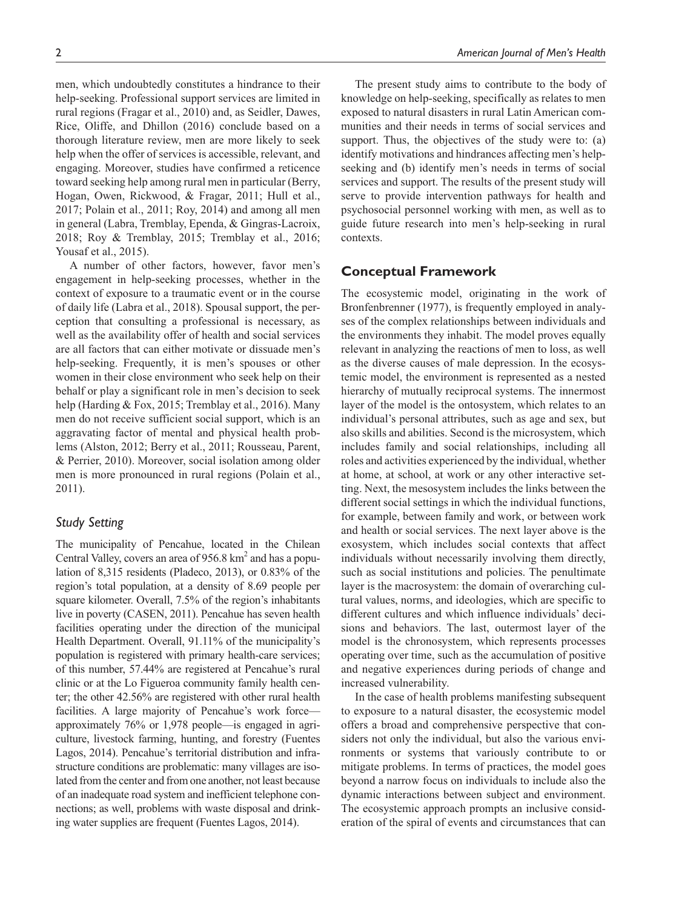men, which undoubtedly constitutes a hindrance to their help-seeking. Professional support services are limited in rural regions (Fragar et al., 2010) and, as Seidler, Dawes, Rice, Oliffe, and Dhillon (2016) conclude based on a thorough literature review, men are more likely to seek help when the offer of services is accessible, relevant, and engaging. Moreover, studies have confirmed a reticence toward seeking help among rural men in particular (Berry, Hogan, Owen, Rickwood, & Fragar, 2011; Hull et al., 2017; Polain et al., 2011; Roy, 2014) and among all men in general (Labra, Tremblay, Ependa, & Gingras-Lacroix, 2018; Roy & Tremblay, 2015; Tremblay et al., 2016; Yousaf et al., 2015).

A number of other factors, however, favor men's engagement in help-seeking processes, whether in the context of exposure to a traumatic event or in the course of daily life (Labra et al., 2018). Spousal support, the perception that consulting a professional is necessary, as well as the availability offer of health and social services are all factors that can either motivate or dissuade men's help-seeking. Frequently, it is men's spouses or other women in their close environment who seek help on their behalf or play a significant role in men's decision to seek help (Harding & Fox, 2015; Tremblay et al., 2016). Many men do not receive sufficient social support, which is an aggravating factor of mental and physical health problems (Alston, 2012; Berry et al., 2011; Rousseau, Parent, & Perrier, 2010). Moreover, social isolation among older men is more pronounced in rural regions (Polain et al., 2011).

### Study Setting

The municipality of Pencahue, located in the Chilean Central Valley, covers an area of 956.8 km$^2$ and has a population of 8,315 residents (Pladeco, 2013), or 0.83% of the region's total population, at a density of 8.69 people per square kilometer. Overall, 7.5% of the region's inhabitants live in poverty (CASEN, 2011). Pencahue has seven health facilities operating under the direction of the municipal Health Department. Overall, 91.11% of the municipality's population is registered with primary health-care services; of this number, 57.44% are registered at Pencahue's rural clinic or at the Lo Figueroa community family health center; the other 42.56% are registered with other rural health facilities. A large majority of Pencahue's work force—approximately 76% or 1,978 people—is engaged in agriculture, livestock farming, hunting, and forestry (Fuentes Lagos, 2014). Pencahue's territorial distribution and infrastructure conditions are problematic: many villages are isolated from the center and from one another, not least because of an inadequate road system and inefficient telephone connections; as well, problems with waste disposal and drinking water supplies are frequent (Fuentes Lagos, 2014).

The present study aims to contribute to the body of knowledge on help-seeking, specifically as relates to men exposed to natural disasters in rural Latin American communities and their needs in terms of social services and support. Thus, the objectives of the study were to: (a) identify motivations and hindrances affecting men's help-seeking and (b) identify men's needs in terms of social services and support. The results of the present study will serve to provide intervention pathways for health and psychosocial personnel working with men, as well as to guide future research into men's help-seeking in rural contexts.

## Conceptual Framework

The ecosystemic model, originating in the work of Bronfenbrenner (1977), is frequently employed in analyses of the complex relationships between individuals and the environments they inhabit. The model proves equally relevant in analyzing the reactions of men to loss, as well as the diverse causes of male depression. In the ecosystemic model, the environment is represented as a nested hierarchy of mutually reciprocal systems. The innermost layer of the model is the ontosystem, which relates to an individual's personal attributes, such as age and sex, but also skills and abilities. Second is the microsystem, which includes family and social relationships, including all roles and activities experienced by the individual, whether at home, at school, at work or any other interactive setting. Next, the mesosystem includes the links between the different social settings in which the individual functions, for example, between family and work, or between work and health or social services. The next layer above is the exosystem, which includes social contexts that affect individuals without necessarily involving them directly, such as social institutions and policies. The penultimate layer is the macrosystem: the domain of overarching cultural values, norms, and ideologies, which are specific to different cultures and which influence individuals' decisions and behaviors. The last, outermost layer of the model is the chronosystem, which represents processes operating over time, such as the accumulation of positive and negative experiences during periods of change and increased vulnerability.

In the case of health problems manifesting subsequent to exposure to a natural disaster, the ecosystemic model offers a broad and comprehensive perspective that considers not only the individual, but also the various environments or systems that variously contribute to or mitigate problems. In terms of practices, the model goes beyond a narrow focus on individuals to include also the dynamic interactions between subject and environment. The ecosystemic approach prompts an inclusive consideration of the spiral of events and circumstances that can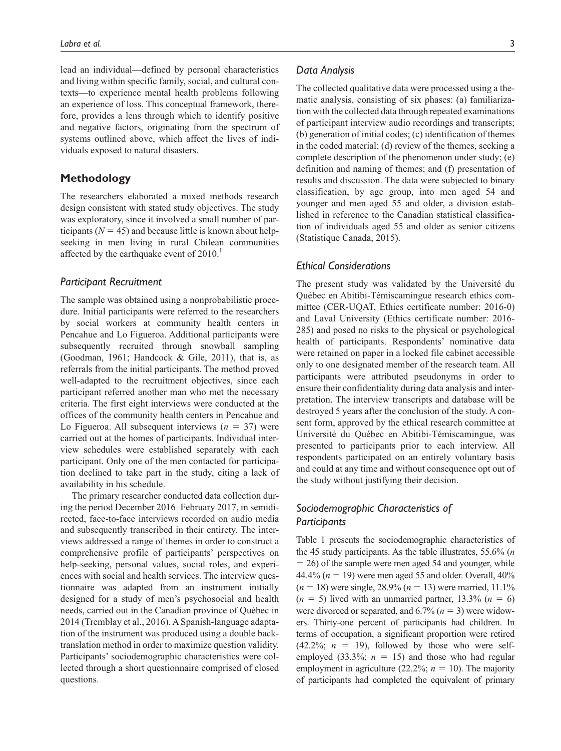lead an individual—defined by personal characteristics and living within specific family, social, and cultural contexts—to experience mental health problems following an experience of loss. This conceptual framework, therefore, provides a lens through which to identify positive and negative factors, originating from the spectrum of systems outlined above, which affect the lives of individuals exposed to natural disasters.

## Methodology

The researchers elaborated a mixed methods research design consistent with stated study objectives. The study was exploratory, since it involved a small number of participants ($N = 45$) and because little is known about help-seeking in men living in rural Chilean communities affected by the earthquake event of 2010.[1]

### *Participant Recruitment*

The sample was obtained using a nonprobabilistic procedure. Initial participants were referred to the researchers by social workers at community health centers in Pencahue and Lo Figueroa. Additional participants were subsequently recruited through snowball sampling (Goodman, 1961; Handcock & Gile, 2011), that is, as referrals from the initial participants. The method proved well-adapted to the recruitment objectives, since each participant referred another man who met the necessary criteria. The first eight interviews were conducted at the offices of the community health centers in Pencahue and Lo Figueroa. All subsequent interviews ($n = 37$) were carried out at the homes of participants. Individual interview schedules were established separately with each participant. Only one of the men contacted for participation declined to take part in the study, citing a lack of availability in his schedule.

The primary researcher conducted data collection during the period December 2016–February 2017, in semidirected, face-to-face interviews recorded on audio media and subsequently transcribed in their entirety. The interviews addressed a range of themes in order to construct a comprehensive profile of participants' perspectives on help-seeking, personal values, social roles, and experiences with social and health services. The interview questionnaire was adapted from an instrument initially designed for a study of men's psychosocial and health needs, carried out in the Canadian province of Québec in 2014 (Tremblay et al., 2016). A Spanish-language adaptation of the instrument was produced using a double back-translation method in order to maximize question validity. Participants' sociodemographic characteristics were collected through a short questionnaire comprised of closed questions.

### *Data Analysis*

The collected qualitative data were processed using a thematic analysis, consisting of six phases: (a) familiarization with the collected data through repeated examinations of participant interview audio recordings and transcripts; (b) generation of initial codes; (c) identification of themes in the coded material; (d) review of the themes, seeking a complete description of the phenomenon under study; (e) definition and naming of themes; and (f) presentation of results and discussion. The data were subjected to binary classification, by age group, into men aged 54 and younger and men aged 55 and older, a division established in reference to the Canadian statistical classification of individuals aged 55 and older as senior citizens (Statistique Canada, 2015).

### *Ethical Considerations*

The present study was validated by the Université du Québec en Abitibi-Témiscamingue research ethics committee (CER-UQAT, Ethics certificate number: 2016-0) and Laval University (Ethics certificate number: 2016-285) and posed no risks to the physical or psychological health of participants. Respondents' nominative data were retained on paper in a locked file cabinet accessible only to one designated member of the research team. All participants were attributed pseudonyms in order to ensure their confidentiality during data analysis and interpretation. The interview transcripts and database will be destroyed 5 years after the conclusion of the study. A consent form, approved by the ethical research committee at Université du Québec en Abitibi-Témiscamingue, was presented to participants prior to each interview. All respondents participated on an entirely voluntary basis and could at any time and without consequence opt out of the study without justifying their decision.

### *Sociodemographic Characteristics of Participants*

Table 1 presents the sociodemographic characteristics of the 45 study participants. As the table illustrates, 55.6% ($n = 26$) of the sample were men aged 54 and younger, while 44.4% ($n = 19$) were men aged 55 and older. Overall, 40% ($n = 18$) were single, 28.9% ($n = 13$) were married, 11.1% ($n = 5$) lived with an unmarried partner, 13.3% ($n = 6$) were divorced or separated, and 6.7% ($n = 3$) were widowers. Thirty-one percent of participants had children. In terms of occupation, a significant proportion were retired (42.2%; $n = 19$), followed by those who were self-employed (33.3%; $n = 15$) and those who had regular employment in agriculture (22.2%; $n = 10$). The majority of participants had completed the equivalent of primary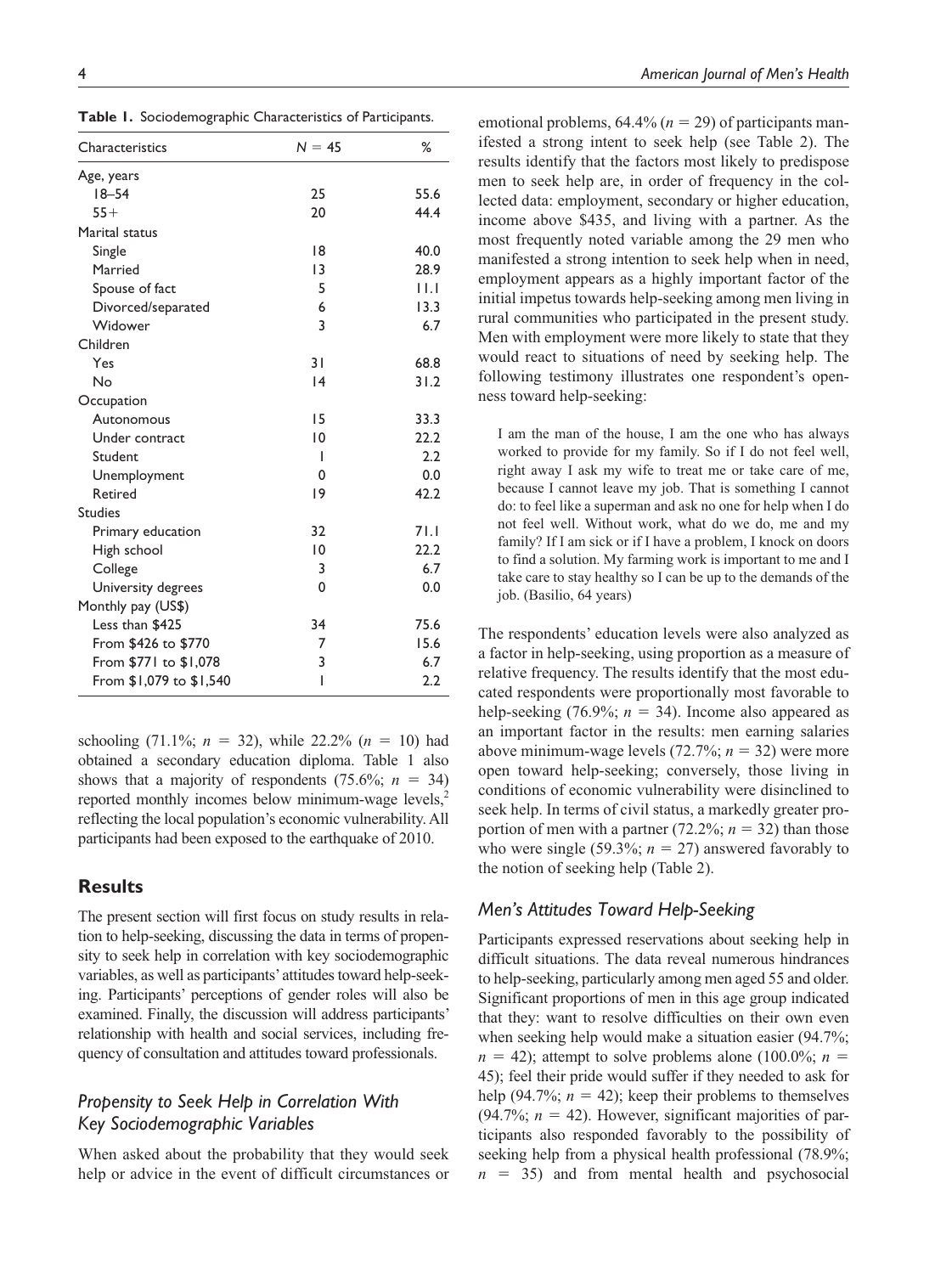**Table 1.** Sociodemographic Characteristics of Participants.

| Characteristics | N = 45 | % |
|---|---|---|
| Age, years | | |
| 18–54 | 25 | 55.6 |
| 55+ | 20 | 44.4 |
| Marital status | | |
| Single | 18 | 40.0 |
| Married | 13 | 28.9 |
| Spouse of fact | 5 | 11.1 |
| Divorced/separated | 6 | 13.3 |
| Widower | 3 | 6.7 |
| Children | | |
| Yes | 31 | 68.8 |
| No | 14 | 31.2 |
| Occupation | | |
| Autonomous | 15 | 33.3 |
| Under contract | 10 | 22.2 |
| Student | 1 | 2.2 |
| Unemployment | 0 | 0.0 |
| Retired | 19 | 42.2 |
| Studies | | |
| Primary education | 32 | 71.1 |
| High school | 10 | 22.2 |
| College | 3 | 6.7 |
| University degrees | 0 | 0.0 |
| Monthly pay (US$) | | |
| Less than $425 | 34 | 75.6 |
| From $426 to $770 | 7 | 15.6 |
| From $771 to $1,078 | 3 | 6.7 |
| From $1,079 to $1,540 | 1 | 2.2 |

schooling (71.1%; $n$ = 32), while 22.2% ($n$ = 10) had obtained a secondary education diploma. Table 1 also shows that a majority of respondents (75.6%; $n$ = 34) reported monthly incomes below minimum-wage levels,[2] reflecting the local population's economic vulnerability. All participants had been exposed to the earthquake of 2010.

## Results

The present section will first focus on study results in relation to help-seeking, discussing the data in terms of propensity to seek help in correlation with key sociodemographic variables, as well as participants' attitudes toward help-seeking. Participants' perceptions of gender roles will also be examined. Finally, the discussion will address participants' relationship with health and social services, including frequency of consultation and attitudes toward professionals.

### *Propensity to Seek Help in Correlation With Key Sociodemographic Variables*

When asked about the probability that they would seek help or advice in the event of difficult circumstances or emotional problems, 64.4% ($n$ = 29) of participants manifested a strong intent to seek help (see Table 2). The results identify that the factors most likely to predispose men to seek help are, in order of frequency in the collected data: employment, secondary or higher education, income above $435, and living with a partner. As the most frequently noted variable among the 29 men who manifested a strong intention to seek help when in need, employment appears as a highly important factor of the initial impetus towards help-seeking among men living in rural communities who participated in the present study. Men with employment were more likely to state that they would react to situations of need by seeking help. The following testimony illustrates one respondent's openness toward help-seeking:

> I am the man of the house, I am the one who has always worked to provide for my family. So if I do not feel well, right away I ask my wife to treat me or take care of me, because I cannot leave my job. That is something I cannot do: to feel like a superman and ask no one for help when I do not feel well. Without work, what do we do, me and my family? If I am sick or if I have a problem, I knock on doors to find a solution. My farming work is important to me and I take care to stay healthy so I can be up to the demands of the job. (Basilio, 64 years)

The respondents' education levels were also analyzed as a factor in help-seeking, using proportion as a measure of relative frequency. The results identify that the most educated respondents were proportionally most favorable to help-seeking (76.9%; $n$ = 34). Income also appeared as an important factor in the results: men earning salaries above minimum-wage levels (72.7%; $n$ = 32) were more open toward help-seeking; conversely, those living in conditions of economic vulnerability were disinclined to seek help. In terms of civil status, a markedly greater proportion of men with a partner (72.2%; $n$ = 32) than those who were single (59.3%; $n$ = 27) answered favorably to the notion of seeking help (Table 2).

### *Men's Attitudes Toward Help-Seeking*

Participants expressed reservations about seeking help in difficult situations. The data reveal numerous hindrances to help-seeking, particularly among men aged 55 and older. Significant proportions of men in this age group indicated that they: want to resolve difficulties on their own even when seeking help would make a situation easier (94.7%; $n$ = 42); attempt to solve problems alone (100.0%; $n$ = 45); feel their pride would suffer if they needed to ask for help (94.7%; $n$ = 42); keep their problems to themselves (94.7%; $n$ = 42). However, significant majorities of participants also responded favorably to the possibility of seeking help from a physical health professional (78.9%; $n$ = 35) and from mental health and psychosocial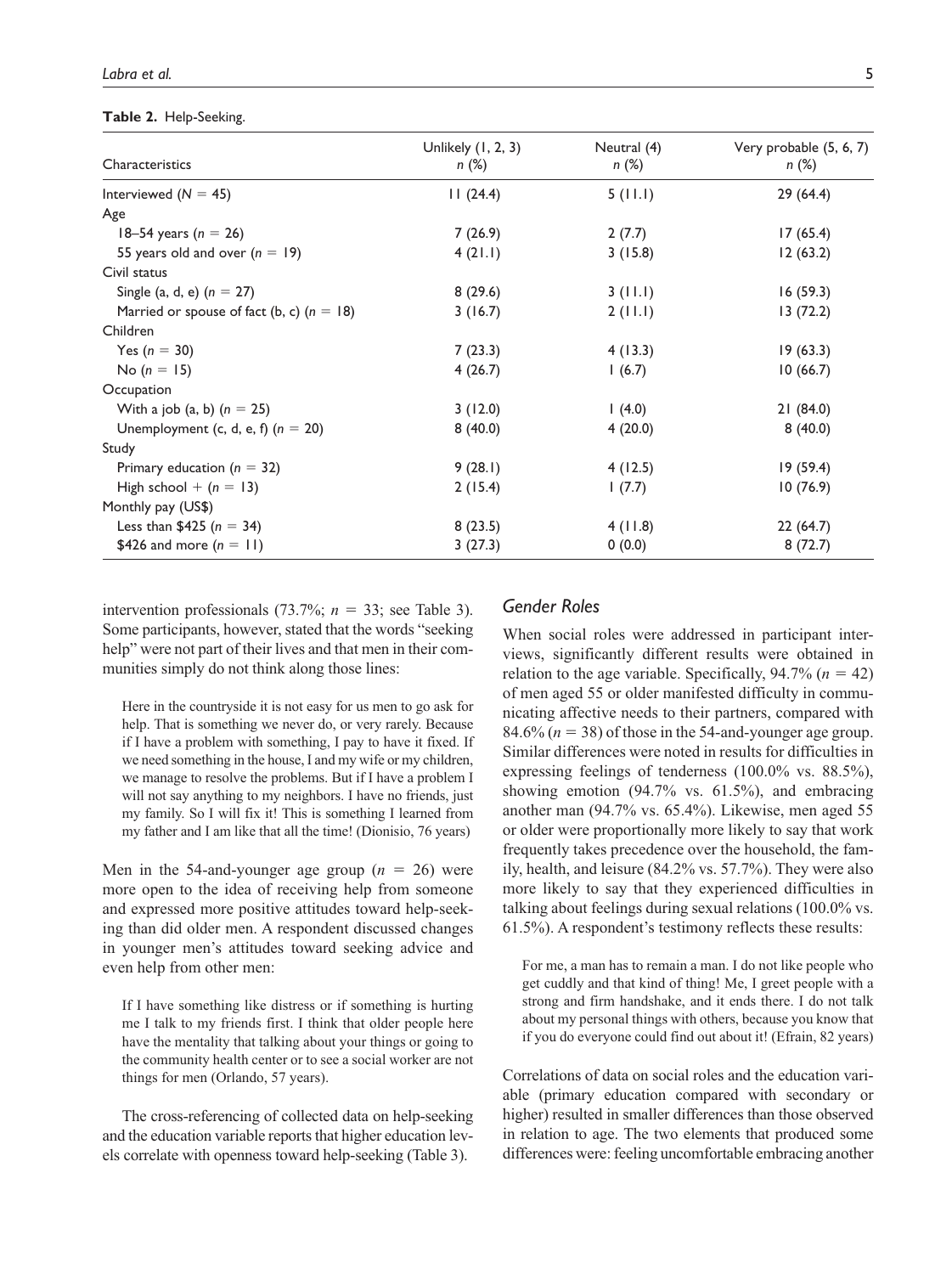**Table 2.** Help-Seeking.

| Characteristics | Unlikely (1, 2, 3) $n$ (%) | Neutral (4) $n$ (%) | Very probable (5, 6, 7) $n$ (%) |
|---|---|---|---|
| Interviewed ($N$ = 45) | 11 (24.4) | 5 (11.1) | 29 (64.4) |
| Age | | | |
| 18–54 years ($n$ = 26) | 7 (26.9) | 2 (7.7) | 17 (65.4) |
| 55 years old and over ($n$ = 19) | 4 (21.1) | 3 (15.8) | 12 (63.2) |
| Civil status | | | |
| Single (a, d, e) ($n$ = 27) | 8 (29.6) | 3 (11.1) | 16 (59.3) |
| Married or spouse of fact (b, c) ($n$ = 18) | 3 (16.7) | 2 (11.1) | 13 (72.2) |
| Children | | | |
| Yes ($n$ = 30) | 7 (23.3) | 4 (13.3) | 19 (63.3) |
| No ($n$ = 15) | 4 (26.7) | 1 (6.7) | 10 (66.7) |
| Occupation | | | |
| With a job (a, b) ($n$ = 25) | 3 (12.0) | 1 (4.0) | 21 (84.0) |
| Unemployment (c, d, e, f) ($n$ = 20) | 8 (40.0) | 4 (20.0) | 8 (40.0) |
| Study | | | |
| Primary education ($n$ = 32) | 9 (28.1) | 4 (12.5) | 19 (59.4) |
| High school + ($n$ = 13) | 2 (15.4) | 1 (7.7) | 10 (76.9) |
| Monthly pay (US$) | | | |
| Less than $425 ($n$ = 34) | 8 (23.5) | 4 (11.8) | 22 (64.7) |
| $426 and more ($n$ = 11) | 3 (27.3) | 0 (0.0) | 8 (72.7) |

intervention professionals (73.7%; $n$ = 33; see Table 3). Some participants, however, stated that the words "seeking help" were not part of their lives and that men in their communities simply do not think along those lines:

> Here in the countryside it is not easy for us men to go ask for help. That is something we never do, or very rarely. Because if I have a problem with something, I pay to have it fixed. If we need something in the house, I and my wife or my children, we manage to resolve the problems. But if I have a problem I will not say anything to my neighbors. I have no friends, just my family. So I will fix it! This is something I learned from my father and I am like that all the time! (Dionisio, 76 years)

Men in the 54-and-younger age group ($n$ = 26) were more open to the idea of receiving help from someone and expressed more positive attitudes toward help-seeking than did older men. A respondent discussed changes in younger men's attitudes toward seeking advice and even help from other men:

> If I have something like distress or if something is hurting me I talk to my friends first. I think that older people here have the mentality that talking about your things or going to the community health center or to see a social worker are not things for men (Orlando, 57 years).

The cross-referencing of collected data on help-seeking and the education variable reports that higher education levels correlate with openness toward help-seeking (Table 3).

## Gender Roles

When social roles were addressed in participant interviews, significantly different results were obtained in relation to the age variable. Specifically, 94.7% ($n$ = 42) of men aged 55 or older manifested difficulty in communicating affective needs to their partners, compared with 84.6% ($n$ = 38) of those in the 54-and-younger age group. Similar differences were noted in results for difficulties in expressing feelings of tenderness (100.0% vs. 88.5%), showing emotion (94.7% vs. 61.5%), and embracing another man (94.7% vs. 65.4%). Likewise, men aged 55 or older were proportionally more likely to say that work frequently takes precedence over the household, the family, health, and leisure (84.2% vs. 57.7%). They were also more likely to say that they experienced difficulties in talking about feelings during sexual relations (100.0% vs. 61.5%). A respondent's testimony reflects these results:

> For me, a man has to remain a man. I do not like people who get cuddly and that kind of thing! Me, I greet people with a strong and firm handshake, and it ends there. I do not talk about my personal things with others, because you know that if you do everyone could find out about it! (Efrain, 82 years)

Correlations of data on social roles and the education variable (primary education compared with secondary or higher) resulted in smaller differences than those observed in relation to age. The two elements that produced some differences were: feeling uncomfortable embracing another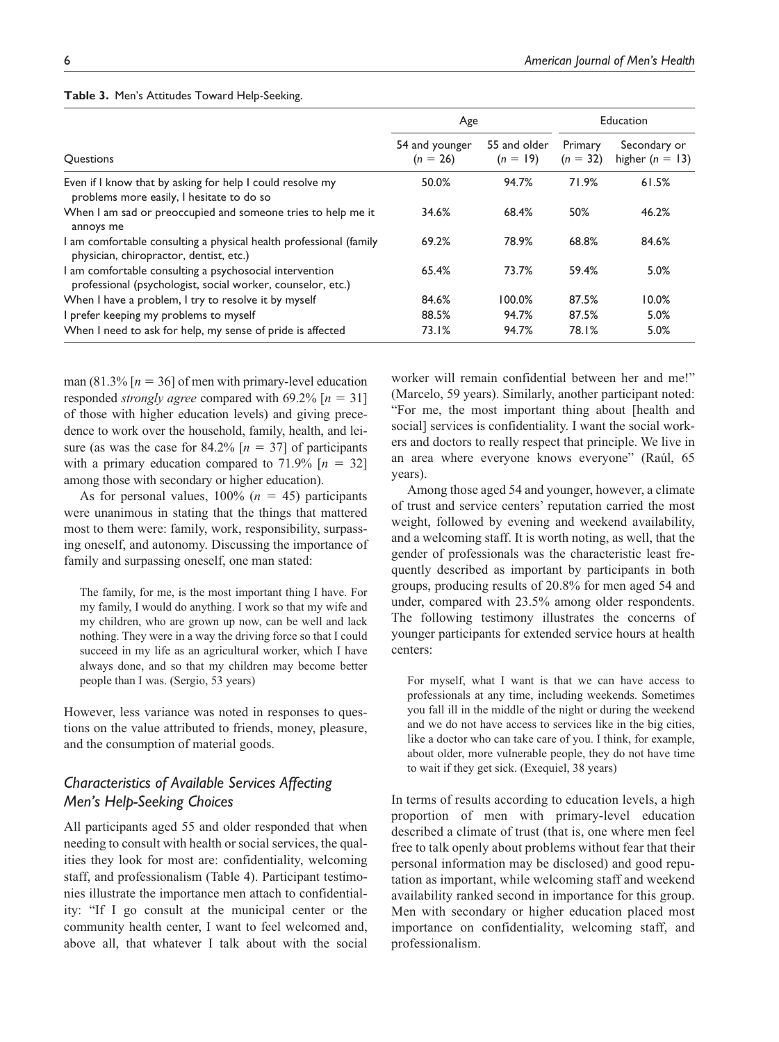**Table 3.** Men's Attitudes Toward Help-Seeking.

| Questions | Age | | Education | |
|---|---|---|---|---|
| | 54 and younger ($n$ = 26) | 55 and older ($n$ = 19) | Primary ($n$ = 32) | Secondary or higher ($n$ = 13) |
| Even if I know that by asking for help I could resolve my problems more easily, I hesitate to do so | 50.0% | 94.7% | 71.9% | 61.5% |
| When I am sad or preoccupied and someone tries to help me it annoys me | 34.6% | 68.4% | 50% | 46.2% |
| I am comfortable consulting a physical health professional (family physician, chiropractor, dentist, etc.) | 69.2% | 78.9% | 68.8% | 84.6% |
| I am comfortable consulting a psychosocial intervention professional (psychologist, social worker, counselor, etc.) | 65.4% | 73.7% | 59.4% | 5.0% |
| When I have a problem, I try to resolve it by myself | 84.6% | 100.0% | 87.5% | 10.0% |
| I prefer keeping my problems to myself | 88.5% | 94.7% | 87.5% | 5.0% |
| When I need to ask for help, my sense of pride is affected | 73.1% | 94.7% | 78.1% | 5.0% |

man (81.3% [$n$ = 36] of men with primary-level education responded *strongly agree* compared with 69.2% [$n$ = 31] of those with higher education levels) and giving precedence to work over the household, family, health, and leisure (as was the case for 84.2% [$n$ = 37] of participants with a primary education compared to 71.9% [$n$ = 32] among those with secondary or higher education).

As for personal values, 100% ($n$ = 45) participants were unanimous in stating that the things that mattered most to them were: family, work, responsibility, surpassing oneself, and autonomy. Discussing the importance of family and surpassing oneself, one man stated:

> The family, for me, is the most important thing I have. For my family, I would do anything. I work so that my wife and my children, who are grown up now, can be well and lack nothing. They were in a way the driving force so that I could succeed in my life as an agricultural worker, which I have always done, and so that my children may become better people than I was. (Sergio, 53 years)

However, less variance was noted in responses to questions on the value attributed to friends, money, pleasure, and the consumption of material goods.

### *Characteristics of Available Services Affecting Men's Help-Seeking Choices*

All participants aged 55 and older responded that when needing to consult with health or social services, the qualities they look for most are: confidentiality, welcoming staff, and professionalism (Table 4). Participant testimonies illustrate the importance men attach to confidentiality: "If I go consult at the municipal center or the community health center, I want to feel welcomed and, above all, that whatever I talk about with the social worker will remain confidential between her and me!" (Marcelo, 59 years). Similarly, another participant noted: "For me, the most important thing about [health and social] services is confidentiality. I want the social workers and doctors to really respect that principle. We live in an area where everyone knows everyone" (Raúl, 65 years).

Among those aged 54 and younger, however, a climate of trust and service centers' reputation carried the most weight, followed by evening and weekend availability, and a welcoming staff. It is worth noting, as well, that the gender of professionals was the characteristic least frequently described as important by participants in both groups, producing results of 20.8% for men aged 54 and under, compared with 23.5% among older respondents. The following testimony illustrates the concerns of younger participants for extended service hours at health centers:

> For myself, what I want is that we can have access to professionals at any time, including weekends. Sometimes you fall ill in the middle of the night or during the weekend and we do not have access to services like in the big cities, like a doctor who can take care of you. I think, for example, about older, more vulnerable people, they do not have time to wait if they get sick. (Exequiel, 38 years)

In terms of results according to education levels, a high proportion of men with primary-level education described a climate of trust (that is, one where men feel free to talk openly about problems without fear that their personal information may be disclosed) and good reputation as important, while welcoming staff and weekend availability ranked second in importance for this group. Men with secondary or higher education placed most importance on confidentiality, welcoming staff, and professionalism.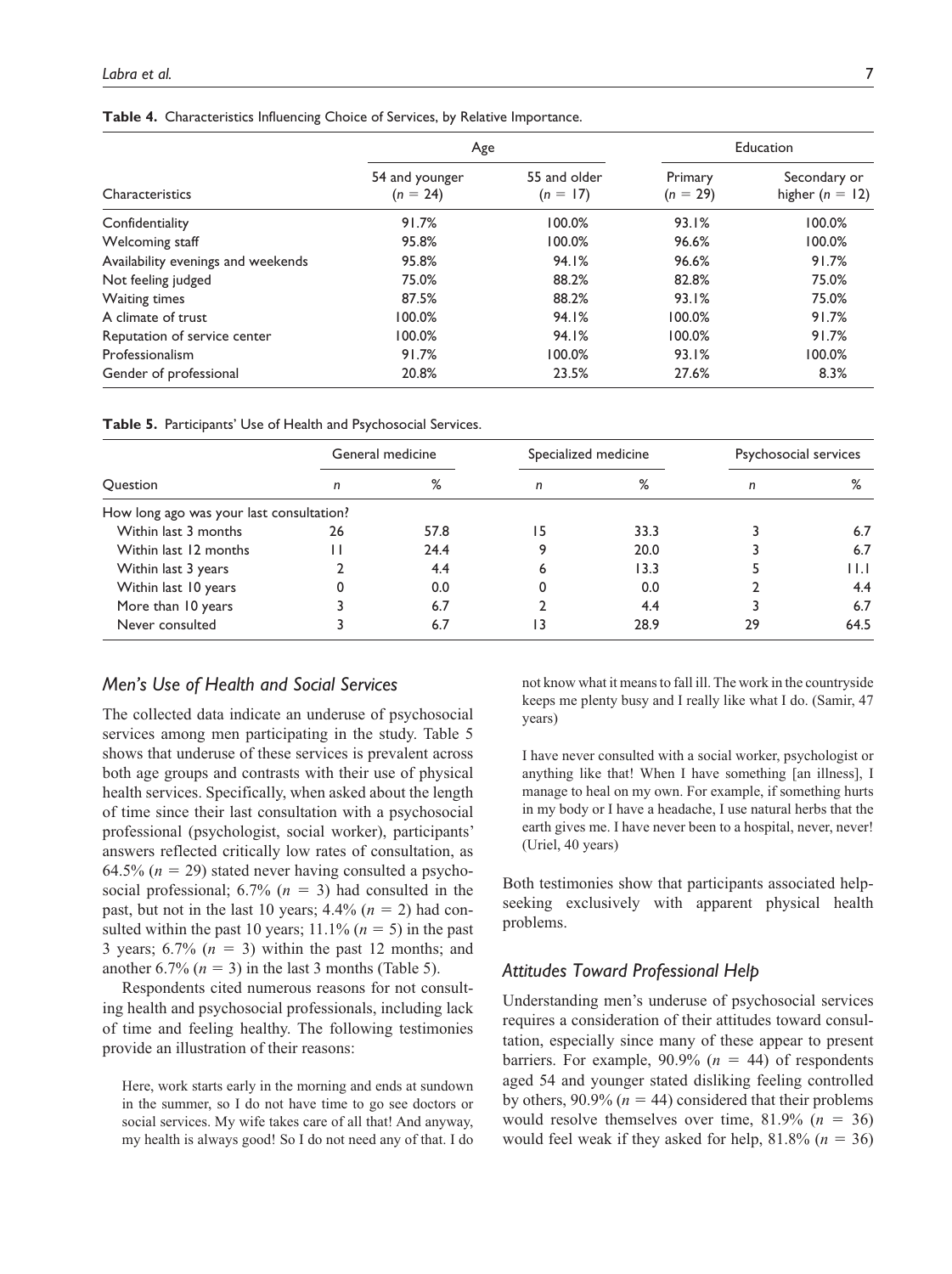**Table 4.** Characteristics Influencing Choice of Services, by Relative Importance.

| Characteristics | Age | | Education | |
|---|---|---|---|---|
| | 54 and younger ($n$ = 24) | 55 and older ($n$ = 17) | Primary ($n$ = 29) | Secondary or higher ($n$ = 12) |
| Confidentiality | 91.7% | 100.0% | 93.1% | 100.0% |
| Welcoming staff | 95.8% | 100.0% | 96.6% | 100.0% |
| Availability evenings and weekends | 95.8% | 94.1% | 96.6% | 91.7% |
| Not feeling judged | 75.0% | 88.2% | 82.8% | 75.0% |
| Waiting times | 87.5% | 88.2% | 93.1% | 75.0% |
| A climate of trust | 100.0% | 94.1% | 100.0% | 91.7% |
| Reputation of service center | 100.0% | 94.1% | 100.0% | 91.7% |
| Professionalism | 91.7% | 100.0% | 93.1% | 100.0% |
| Gender of professional | 20.8% | 23.5% | 27.6% | 8.3% |

**Table 5.** Participants' Use of Health and Psychosocial Services.

| Question | General medicine | | Specialized medicine | | Psychosocial services | |
|---|---|---|---|---|---|---|
| | $n$ | % | $n$ | % | $n$ | % |
| How long ago was your last consultation? | | | | | | |
| Within last 3 months | 26 | 57.8 | 15 | 33.3 | 3 | 6.7 |
| Within last 12 months | 11 | 24.4 | 9 | 20.0 | 3 | 6.7 |
| Within last 3 years | 2 | 4.4 | 6 | 13.3 | 5 | 11.1 |
| Within last 10 years | 0 | 0.0 | 0 | 0.0 | 2 | 4.4 |
| More than 10 years | 3 | 6.7 | 2 | 4.4 | 3 | 6.7 |
| Never consulted | 3 | 6.7 | 13 | 28.9 | 29 | 64.5 |

### *Men's Use of Health and Social Services*

The collected data indicate an underuse of psychosocial services among men participating in the study. Table 5 shows that underuse of these services is prevalent across both age groups and contrasts with their use of physical health services. Specifically, when asked about the length of time since their last consultation with a psychosocial professional (psychologist, social worker), participants' answers reflected critically low rates of consultation, as 64.5% ($n$ = 29) stated never having consulted a psychosocial professional; 6.7% ($n$ = 3) had consulted in the past, but not in the last 10 years; 4.4% ($n$ = 2) had consulted within the past 10 years; 11.1% ($n$ = 5) in the past 3 years; 6.7% ($n$ = 3) within the past 12 months; and another 6.7% ($n$ = 3) in the last 3 months (Table 5).

Respondents cited numerous reasons for not consulting health and psychosocial professionals, including lack of time and feeling healthy. The following testimonies provide an illustration of their reasons:

> Here, work starts early in the morning and ends at sundown in the summer, so I do not have time to go see doctors or social services. My wife takes care of all that! And anyway, my health is always good! So I do not need any of that. I do not know what it means to fall ill. The work in the countryside keeps me plenty busy and I really like what I do. (Samir, 47 years)

> I have never consulted with a social worker, psychologist or anything like that! When I have something [an illness], I manage to heal on my own. For example, if something hurts in my body or I have a headache, I use natural herbs that the earth gives me. I have never been to a hospital, never, never! (Uriel, 40 years)

Both testimonies show that participants associated help-seeking exclusively with apparent physical health problems.

### *Attitudes Toward Professional Help*

Understanding men's underuse of psychosocial services requires a consideration of their attitudes toward consultation, especially since many of these appear to present barriers. For example, 90.9% ($n$ = 44) of respondents aged 54 and younger stated disliking feeling controlled by others, 90.9% ($n$ = 44) considered that their problems would resolve themselves over time, 81.9% ($n$ = 36) would feel weak if they asked for help, 81.8% ($n$ = 36)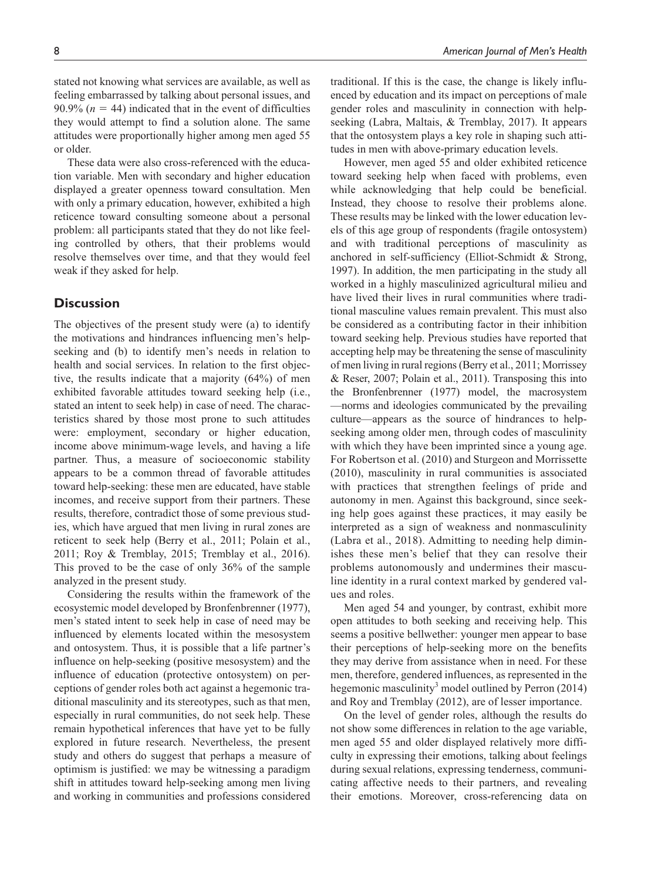stated not knowing what services are available, as well as feeling embarrassed by talking about personal issues, and 90.9% ($n = 44$) indicated that in the event of difficulties they would attempt to find a solution alone. The same attitudes were proportionally higher among men aged 55 or older.

These data were also cross-referenced with the education variable. Men with secondary and higher education displayed a greater openness toward consultation. Men with only a primary education, however, exhibited a high reticence toward consulting someone about a personal problem: all participants stated that they do not like feeling controlled by others, that their problems would resolve themselves over time, and that they would feel weak if they asked for help.

## Discussion

The objectives of the present study were (a) to identify the motivations and hindrances influencing men's help-seeking and (b) to identify men's needs in relation to health and social services. In relation to the first objective, the results indicate that a majority (64%) of men exhibited favorable attitudes toward seeking help (i.e., stated an intent to seek help) in case of need. The characteristics shared by those most prone to such attitudes were: employment, secondary or higher education, income above minimum-wage levels, and having a life partner. Thus, a measure of socioeconomic stability appears to be a common thread of favorable attitudes toward help-seeking: these men are educated, have stable incomes, and receive support from their partners. These results, therefore, contradict those of some previous studies, which have argued that men living in rural zones are reticent to seek help (Berry et al., 2011; Polain et al., 2011; Roy & Tremblay, 2015; Tremblay et al., 2016). This proved to be the case of only 36% of the sample analyzed in the present study.

Considering the results within the framework of the ecosystemic model developed by Bronfenbrenner (1977), men's stated intent to seek help in case of need may be influenced by elements located within the mesosystem and ontosystem. Thus, it is possible that a life partner's influence on help-seeking (positive mesosystem) and the influence of education (protective ontosystem) on perceptions of gender roles both act against a hegemonic traditional masculinity and its stereotypes, such as that men, especially in rural communities, do not seek help. These remain hypothetical inferences that have yet to be fully explored in future research. Nevertheless, the present study and others do suggest that perhaps a measure of optimism is justified: we may be witnessing a paradigm shift in attitudes toward help-seeking among men living and working in communities and professions considered traditional. If this is the case, the change is likely influenced by education and its impact on perceptions of male gender roles and masculinity in connection with help-seeking (Labra, Maltais, & Tremblay, 2017). It appears that the ontosystem plays a key role in shaping such attitudes in men with above-primary education levels.

However, men aged 55 and older exhibited reticence toward seeking help when faced with problems, even while acknowledging that help could be beneficial. Instead, they choose to resolve their problems alone. These results may be linked with the lower education levels of this age group of respondents (fragile ontosystem) and with traditional perceptions of masculinity as anchored in self-sufficiency (Elliot-Schmidt & Strong, 1997). In addition, the men participating in the study all worked in a highly masculinized agricultural milieu and have lived their lives in rural communities where traditional masculine values remain prevalent. This must also be considered as a contributing factor in their inhibition toward seeking help. Previous studies have reported that accepting help may be threatening the sense of masculinity of men living in rural regions (Berry et al., 2011; Morrissey & Reser, 2007; Polain et al., 2011). Transposing this into the Bronfenbrenner (1977) model, the macrosystem —norms and ideologies communicated by the prevailing culture—appears as the source of hindrances to help-seeking among older men, through codes of masculinity with which they have been imprinted since a young age. For Robertson et al. (2010) and Sturgeon and Morrissette (2010), masculinity in rural communities is associated with practices that strengthen feelings of pride and autonomy in men. Against this background, since seeking help goes against these practices, it may easily be interpreted as a sign of weakness and nonmasculinity (Labra et al., 2018). Admitting to needing help diminishes these men's belief that they can resolve their problems autonomously and undermines their masculine identity in a rural context marked by gendered values and roles.

Men aged 54 and younger, by contrast, exhibit more open attitudes to both seeking and receiving help. This seems a positive bellwether: younger men appear to base their perceptions of help-seeking more on the benefits they may derive from assistance when in need. For these men, therefore, gendered influences, as represented in the hegemonic masculinity[3] model outlined by Perron (2014) and Roy and Tremblay (2012), are of lesser importance.

On the level of gender roles, although the results do not show some differences in relation to the age variable, men aged 55 and older displayed relatively more difficulty in expressing their emotions, talking about feelings during sexual relations, expressing tenderness, communicating affective needs to their partners, and revealing their emotions. Moreover, cross-referencing data on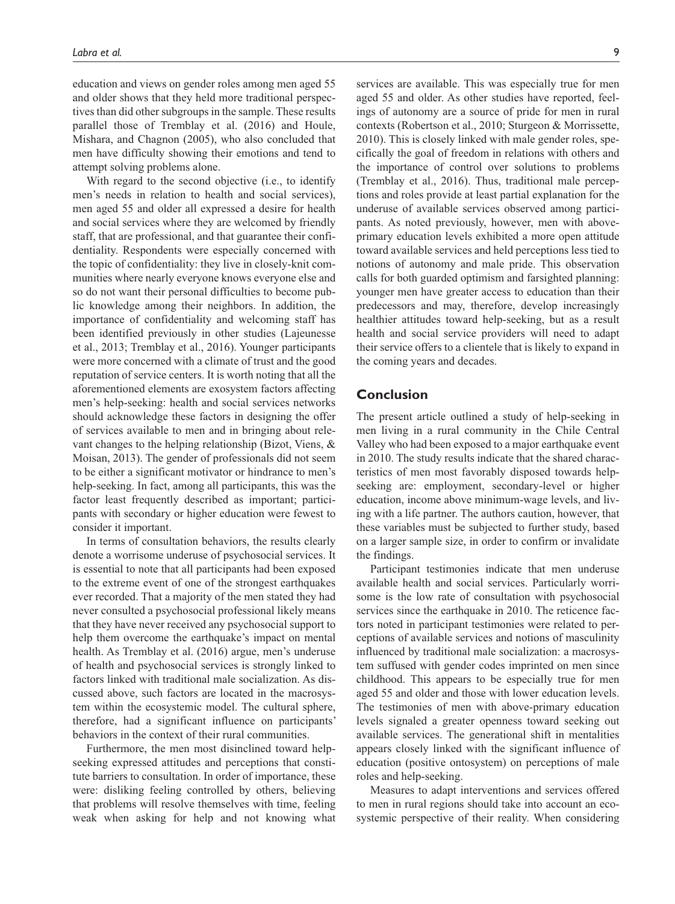education and views on gender roles among men aged 55 and older shows that they held more traditional perspectives than did other subgroups in the sample. These results parallel those of Tremblay et al. (2016) and Houle, Mishara, and Chagnon (2005), who also concluded that men have difficulty showing their emotions and tend to attempt solving problems alone.

With regard to the second objective (i.e., to identify men's needs in relation to health and social services), men aged 55 and older all expressed a desire for health and social services where they are welcomed by friendly staff, that are professional, and that guarantee their confidentiality. Respondents were especially concerned with the topic of confidentiality: they live in closely-knit communities where nearly everyone knows everyone else and so do not want their personal difficulties to become public knowledge among their neighbors. In addition, the importance of confidentiality and welcoming staff has been identified previously in other studies (Lajeunesse et al., 2013; Tremblay et al., 2016). Younger participants were more concerned with a climate of trust and the good reputation of service centers. It is worth noting that all the aforementioned elements are exosystem factors affecting men's help-seeking: health and social services networks should acknowledge these factors in designing the offer of services available to men and in bringing about relevant changes to the helping relationship (Bizot, Viens, & Moisan, 2013). The gender of professionals did not seem to be either a significant motivator or hindrance to men's help-seeking. In fact, among all participants, this was the factor least frequently described as important; participants with secondary or higher education were fewest to consider it important.

In terms of consultation behaviors, the results clearly denote a worrisome underuse of psychosocial services. It is essential to note that all participants had been exposed to the extreme event of one of the strongest earthquakes ever recorded. That a majority of the men stated they had never consulted a psychosocial professional likely means that they have never received any psychosocial support to help them overcome the earthquake's impact on mental health. As Tremblay et al. (2016) argue, men's underuse of health and psychosocial services is strongly linked to factors linked with traditional male socialization. As discussed above, such factors are located in the macrosystem within the ecosystemic model. The cultural sphere, therefore, had a significant influence on participants' behaviors in the context of their rural communities.

Furthermore, the men most disinclined toward help-seeking expressed attitudes and perceptions that constitute barriers to consultation. In order of importance, these were: disliking feeling controlled by others, believing that problems will resolve themselves with time, feeling weak when asking for help and not knowing what services are available. This was especially true for men aged 55 and older. As other studies have reported, feelings of autonomy are a source of pride for men in rural contexts (Robertson et al., 2010; Sturgeon & Morrissette, 2010). This is closely linked with male gender roles, specifically the goal of freedom in relations with others and the importance of control over solutions to problems (Tremblay et al., 2016). Thus, traditional male perceptions and roles provide at least partial explanation for the underuse of available services observed among participants. As noted previously, however, men with above-primary education levels exhibited a more open attitude toward available services and held perceptions less tied to notions of autonomy and male pride. This observation calls for both guarded optimism and farsighted planning: younger men have greater access to education than their predecessors and may, therefore, develop increasingly healthier attitudes toward help-seeking, but as a result health and social service providers will need to adapt their service offers to a clientele that is likely to expand in the coming years and decades.

## Conclusion

The present article outlined a study of help-seeking in men living in a rural community in the Chile Central Valley who had been exposed to a major earthquake event in 2010. The study results indicate that the shared characteristics of men most favorably disposed towards help-seeking are: employment, secondary-level or higher education, income above minimum-wage levels, and living with a life partner. The authors caution, however, that these variables must be subjected to further study, based on a larger sample size, in order to confirm or invalidate the findings.

Participant testimonies indicate that men underuse available health and social services. Particularly worrisome is the low rate of consultation with psychosocial services since the earthquake in 2010. The reticence factors noted in participant testimonies were related to perceptions of available services and notions of masculinity influenced by traditional male socialization: a macrosystem suffused with gender codes imprinted on men since childhood. This appears to be especially true for men aged 55 and older and those with lower education levels. The testimonies of men with above-primary education levels signaled a greater openness toward seeking out available services. The generational shift in mentalities appears closely linked with the significant influence of education (positive ontosystem) on perceptions of male roles and help-seeking.

Measures to adapt interventions and services offered to men in rural regions should take into account an ecosystemic perspective of their reality. When considering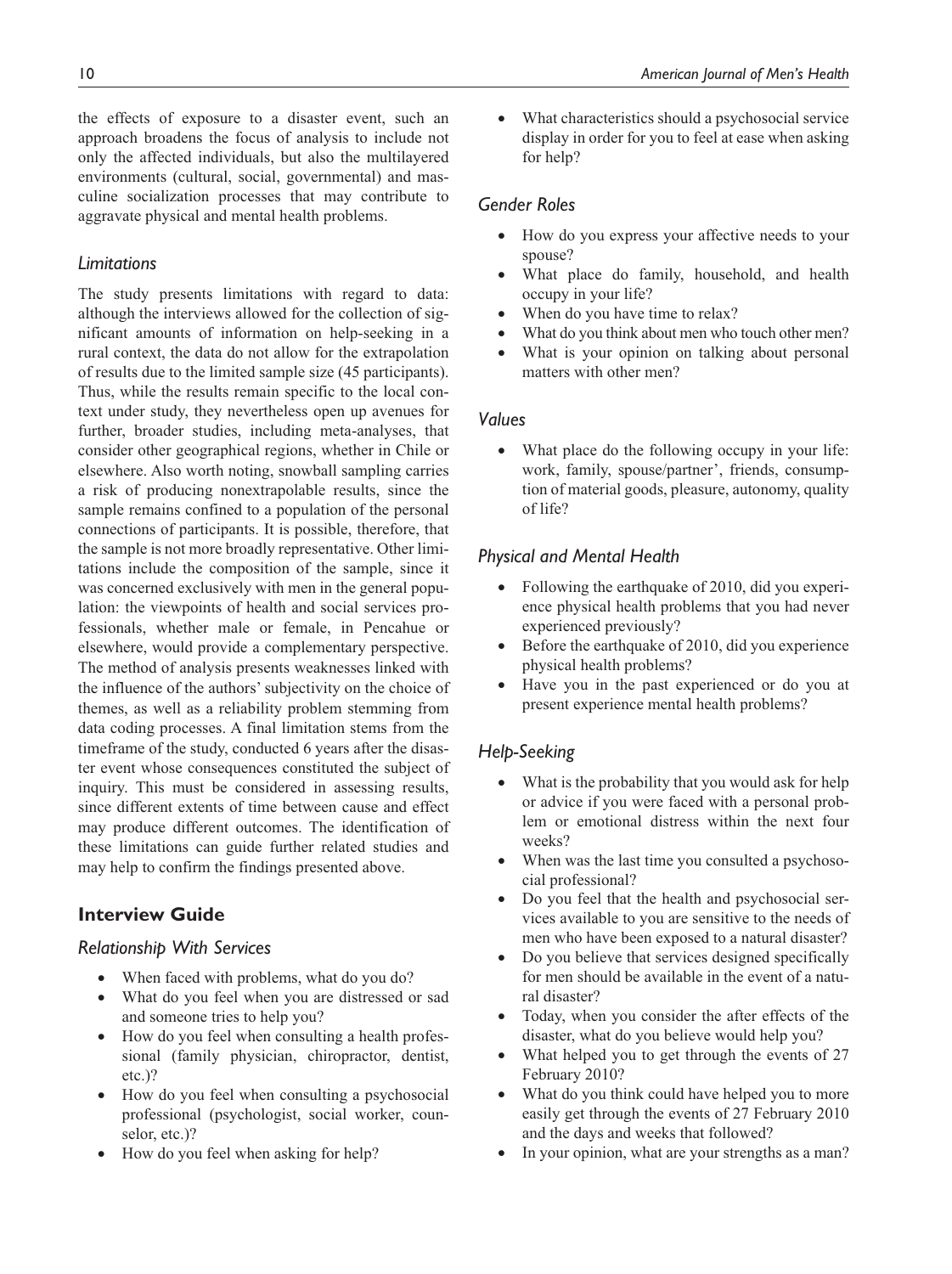the effects of exposure to a disaster event, such an approach broadens the focus of analysis to include not only the affected individuals, but also the multilayered environments (cultural, social, governmental) and masculine socialization processes that may contribute to aggravate physical and mental health problems.

### *Limitations*

The study presents limitations with regard to data: although the interviews allowed for the collection of significant amounts of information on help-seeking in a rural context, the data do not allow for the extrapolation of results due to the limited sample size (45 participants). Thus, while the results remain specific to the local context under study, they nevertheless open up avenues for further, broader studies, including meta-analyses, that consider other geographical regions, whether in Chile or elsewhere. Also worth noting, snowball sampling carries a risk of producing nonextrapolable results, since the sample remains confined to a population of the personal connections of participants. It is possible, therefore, that the sample is not more broadly representative. Other limitations include the composition of the sample, since it was concerned exclusively with men in the general population: the viewpoints of health and social services professionals, whether male or female, in Pencahue or elsewhere, would provide a complementary perspective. The method of analysis presents weaknesses linked with the influence of the authors' subjectivity on the choice of themes, as well as a reliability problem stemming from data coding processes. A final limitation stems from the timeframe of the study, conducted 6 years after the disaster event whose consequences constituted the subject of inquiry. This must be considered in assessing results, since different extents of time between cause and effect may produce different outcomes. The identification of these limitations can guide further related studies and may help to confirm the findings presented above.

## Interview Guide

### *Relationship With Services*

- When faced with problems, what do you do?
- What do you feel when you are distressed or sad and someone tries to help you?
- How do you feel when consulting a health professional (family physician, chiropractor, dentist, etc.)?
- How do you feel when consulting a psychosocial professional (psychologist, social worker, counselor, etc.)?
- How do you feel when asking for help?
- What characteristics should a psychosocial service display in order for you to feel at ease when asking for help?

### *Gender Roles*

- How do you express your affective needs to your spouse?
- What place do family, household, and health occupy in your life?
- When do you have time to relax?
- What do you think about men who touch other men?
- What is your opinion on talking about personal matters with other men?

### *Values*

- What place do the following occupy in your life: work, family, spouse/partner', friends, consumption of material goods, pleasure, autonomy, quality of life?

### *Physical and Mental Health*

- Following the earthquake of 2010, did you experience physical health problems that you had never experienced previously?
- Before the earthquake of 2010, did you experience physical health problems?
- Have you in the past experienced or do you at present experience mental health problems?

### *Help-Seeking*

- What is the probability that you would ask for help or advice if you were faced with a personal problem or emotional distress within the next four weeks?
- When was the last time you consulted a psychosocial professional?
- Do you feel that the health and psychosocial services available to you are sensitive to the needs of men who have been exposed to a natural disaster?
- Do you believe that services designed specifically for men should be available in the event of a natural disaster?
- Today, when you consider the after effects of the disaster, what do you believe would help you?
- What helped you to get through the events of 27 February 2010?
- What do you think could have helped you to more easily get through the events of 27 February 2010 and the days and weeks that followed?
- In your opinion, what are your strengths as a man?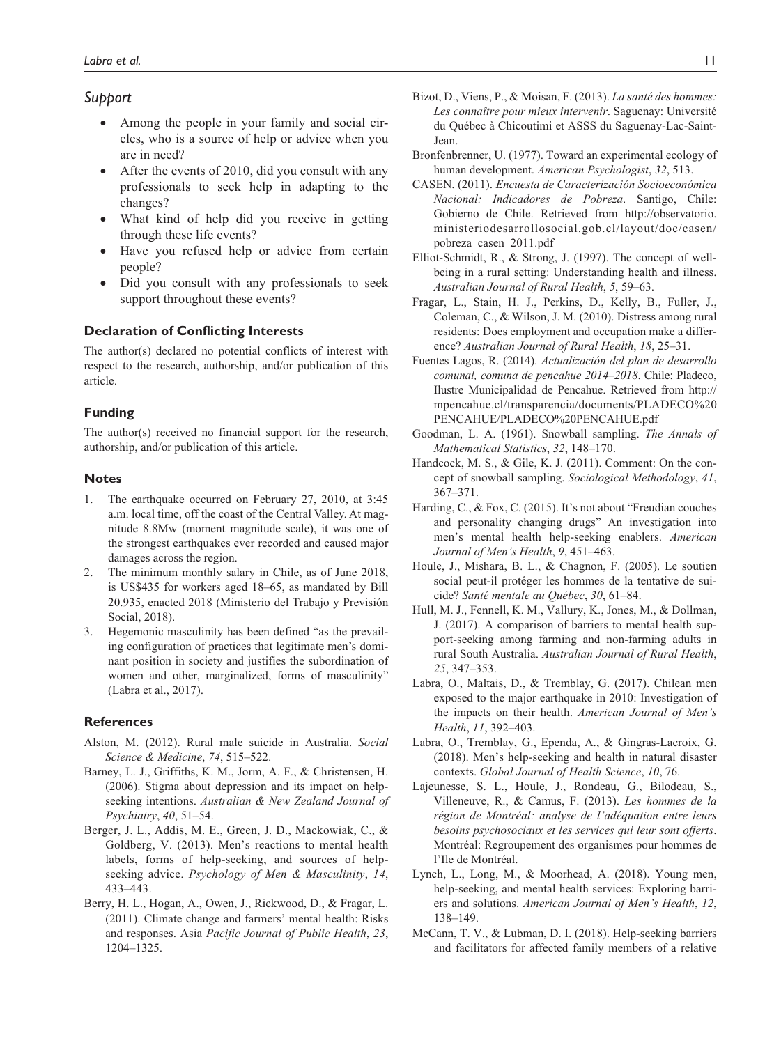### Support

- Among the people in your family and social circles, who is a source of help or advice when you are in need?
- After the events of 2010, did you consult with any professionals to seek help in adapting to the changes?
- What kind of help did you receive in getting through these life events?
- Have you refused help or advice from certain people?
- Did you consult with any professionals to seek support throughout these events?

#### Declaration of Conflicting Interests

The author(s) declared no potential conflicts of interest with respect to the research, authorship, and/or publication of this article.

#### Funding

The author(s) received no financial support for the research, authorship, and/or publication of this article.

#### Notes

1. The earthquake occurred on February 27, 2010, at 3:45 a.m. local time, off the coast of the Central Valley. At magnitude 8.8Mw (moment magnitude scale), it was one of the strongest earthquakes ever recorded and caused major damages across the region.
2. The minimum monthly salary in Chile, as of June 2018, is US$435 for workers aged 18–65, as mandated by Bill 20.935, enacted 2018 (Ministerio del Trabajo y Previsión Social, 2018).
3. Hegemonic masculinity has been defined "as the prevailing configuration of practices that legitimate men's dominant position in society and justifies the subordination of women and other, marginalized, forms of masculinity" (Labra et al., 2017).

#### References

Alston, M. (2012). Rural male suicide in Australia. *Social Science & Medicine*, *74*, 515–522.

Barney, L. J., Griffiths, K. M., Jorm, A. F., & Christensen, H. (2006). Stigma about depression and its impact on help-seeking intentions. *Australian & New Zealand Journal of Psychiatry*, *40*, 51–54.

Berger, J. L., Addis, M. E., Green, J. D., Mackowiak, C., & Goldberg, V. (2013). Men's reactions to mental health labels, forms of help-seeking, and sources of help-seeking advice. *Psychology of Men & Masculinity*, *14*, 433–443.

Berry, H. L., Hogan, A., Owen, J., Rickwood, D., & Fragar, L. (2011). Climate change and farmers' mental health: Risks and responses. Asia *Pacific Journal of Public Health*, *23*, 1204–1325.

Bizot, D., Viens, P., & Moisan, F. (2013). *La santé des hommes: Les connaître pour mieux intervenir*. Saguenay: Université du Québec à Chicoutimi et ASSS du Saguenay-Lac-Saint-Jean.

Bronfenbrenner, U. (1977). Toward an experimental ecology of human development. *American Psychologist*, *32*, 513.

CASEN. (2011). *Encuesta de Caracterización Socioeconómica Nacional: Indicadores de Pobreza*. Santigo, Chile: Gobierno de Chile. Retrieved from http://observatorio.ministeriodesarrollosocial.gob.cl/layout/doc/casen/pobreza_casen_2011.pdf

Elliot-Schmidt, R., & Strong, J. (1997). The concept of well-being in a rural setting: Understanding health and illness. *Australian Journal of Rural Health*, *5*, 59–63.

Fragar, L., Stain, H. J., Perkins, D., Kelly, B., Fuller, J., Coleman, C., & Wilson, J. M. (2010). Distress among rural residents: Does employment and occupation make a difference? *Australian Journal of Rural Health*, *18*, 25–31.

Fuentes Lagos, R. (2014). *Actualización del plan de desarrollo comunal, comuna de pencahue 2014–2018*. Chile: Pladeco, Ilustre Municipalidad de Pencahue. Retrieved from http://mpencahue.cl/transparencia/documents/PLADECO%20PENCAHUE/PLADECO%20PENCAHUE.pdf

Goodman, L. A. (1961). Snowball sampling. *The Annals of Mathematical Statistics*, *32*, 148–170.

Handcock, M. S., & Gile, K. J. (2011). Comment: On the concept of snowball sampling. *Sociological Methodology*, *41*, 367–371.

Harding, C., & Fox, C. (2015). It's not about "Freudian couches and personality changing drugs" An investigation into men's mental health help-seeking enablers. *American Journal of Men's Health*, *9*, 451–463.

Houle, J., Mishara, B. L., & Chagnon, F. (2005). Le soutien social peut-il protéger les hommes de la tentative de suicide? *Santé mentale au Québec*, *30*, 61–84.

Hull, M. J., Fennell, K. M., Vallury, K., Jones, M., & Dollman, J. (2017). A comparison of barriers to mental health support-seeking among farming and non-farming adults in rural South Australia. *Australian Journal of Rural Health*, *25*, 347–353.

Labra, O., Maltais, D., & Tremblay, G. (2017). Chilean men exposed to the major earthquake in 2010: Investigation of the impacts on their health. *American Journal of Men's Health*, *11*, 392–403.

Labra, O., Tremblay, G., Ependa, A., & Gingras-Lacroix, G. (2018). Men's help-seeking and health in natural disaster contexts. *Global Journal of Health Science*, *10*, 76.

Lajeunesse, S. L., Houle, J., Rondeau, G., Bilodeau, S., Villeneuve, R., & Camus, F. (2013). *Les hommes de la région de Montréal: analyse de l'adéquation entre leurs besoins psychosociaux et les services qui leur sont offerts*. Montréal: Regroupement des organismes pour hommes de l'Ile de Montréal.

Lynch, L., Long, M., & Moorhead, A. (2018). Young men, help-seeking, and mental health services: Exploring barriers and solutions. *American Journal of Men's Health*, *12*, 138–149.

McCann, T. V., & Lubman, D. I. (2018). Help-seeking barriers and facilitators for affected family members of a relative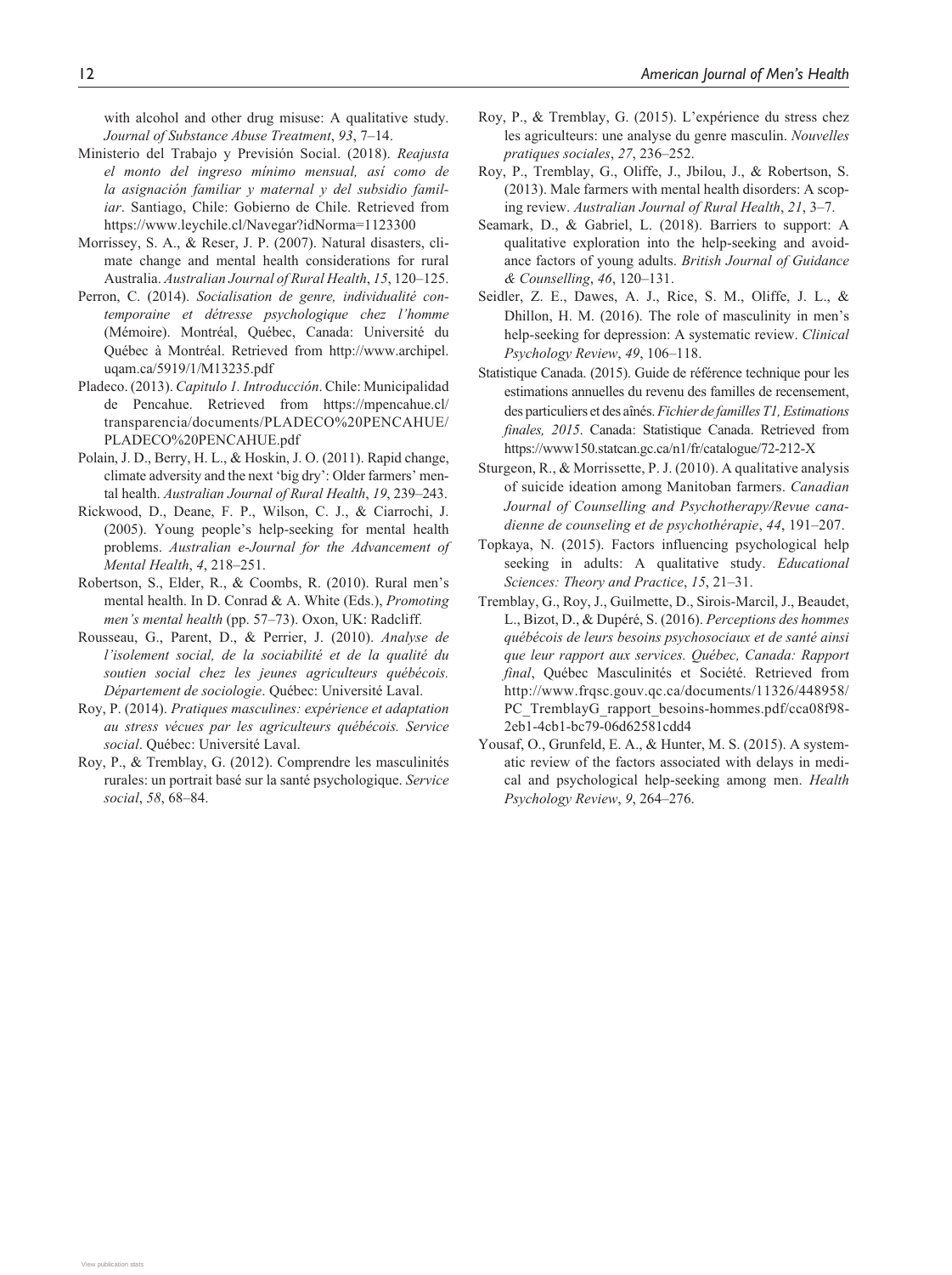with alcohol and other drug misuse: A qualitative study. *Journal of Substance Abuse Treatment*, *93*, 7–14.

Ministerio del Trabajo y Previsión Social. (2018). *Reajusta el monto del ingreso mínimo mensual, así como de la asignación familiar y maternal y del subsidio familiar*. Santiago, Chile: Gobierno de Chile. Retrieved from https://www.leychile.cl/Navegar?idNorma=1123300

Morrissey, S. A., & Reser, J. P. (2007). Natural disasters, climate change and mental health considerations for rural Australia. *Australian Journal of Rural Health*, *15*, 120–125.

Perron, C. (2014). *Socialisation de genre, individualité contemporaine et détresse psychologique chez l'homme* (Mémoire). Montréal, Québec, Canada: Université du Québec à Montréal. Retrieved from http://www.archipel.uqam.ca/5919/1/M13235.pdf

Pladeco. (2013). *Capitulo 1. Introducción*. Chile: Municipalidad de Pencahue. Retrieved from https://mpencahue.cl/transparencia/documents/PLADECO%20PENCAHUE/PLADECO%20PENCAHUE.pdf

Polain, J. D., Berry, H. L., & Hoskin, J. O. (2011). Rapid change, climate adversity and the next 'big dry': Older farmers' mental health. *Australian Journal of Rural Health*, *19*, 239–243.

Rickwood, D., Deane, F. P., Wilson, C. J., & Ciarrochi, J. (2005). Young people's help-seeking for mental health problems. *Australian e-Journal for the Advancement of Mental Health*, *4*, 218–251.

Robertson, S., Elder, R., & Coombs, R. (2010). Rural men's mental health. In D. Conrad & A. White (Eds.), *Promoting men's mental health* (pp. 57–73). Oxon, UK: Radcliff.

Rousseau, G., Parent, D., & Perrier, J. (2010). *Analyse de l'isolement social, de la sociabilité et de la qualité du soutien social chez les jeunes agriculteurs québécois. Département de sociologie*. Québec: Université Laval.

Roy, P. (2014). *Pratiques masculines: expérience et adaptation au stress vécues par les agriculteurs québécois. Service social*. Québec: Université Laval.

Roy, P., & Tremblay, G. (2012). Comprendre les masculinités rurales: un portrait basé sur la santé psychologique. *Service social*, *58*, 68–84.

Roy, P., & Tremblay, G. (2015). L'expérience du stress chez les agriculteurs: une analyse du genre masculin. *Nouvelles pratiques sociales*, *27*, 236–252.

Roy, P., Tremblay, G., Oliffe, J., Jbilou, J., & Robertson, S. (2013). Male farmers with mental health disorders: A scoping review. *Australian Journal of Rural Health*, *21*, 3–7.

Seamark, D., & Gabriel, L. (2018). Barriers to support: A qualitative exploration into the help-seeking and avoidance factors of young adults. *British Journal of Guidance & Counselling*, *46*, 120–131.

Seidler, Z. E., Dawes, A. J., Rice, S. M., Oliffe, J. L., & Dhillon, H. M. (2016). The role of masculinity in men's help-seeking for depression: A systematic review. *Clinical Psychology Review*, *49*, 106–118.

Statistique Canada. (2015). Guide de référence technique pour les estimations annuelles du revenu des familles de recensement, des particuliers et des aînés. *Fichier de familles T1, Estimations finales, 2015*. Canada: Statistique Canada. Retrieved from https://www150.statcan.gc.ca/n1/fr/catalogue/72-212-X

Sturgeon, R., & Morrissette, P. J. (2010). A qualitative analysis of suicide ideation among Manitoban farmers. *Canadian Journal of Counselling and Psychotherapy/Revue canadienne de counseling et de psychothérapie*, *44*, 191–207.

Topkaya, N. (2015). Factors influencing psychological help seeking in adults: A qualitative study. *Educational Sciences: Theory and Practice*, *15*, 21–31.

Tremblay, G., Roy, J., Guilmette, D., Sirois-Marcil, J., Beaudet, L., Bizot, D., & Dupéré, S. (2016). *Perceptions des hommes québécois de leurs besoins psychosociaux et de santé ainsi que leur rapport aux services. Québec, Canada: Rapport final*, Québec Masculinités et Société. Retrieved from http://www.frqsc.gouv.qc.ca/documents/11326/448958/PC_TremblayG_rapport_besoins-hommes.pdf/cca08f98-2eb1-4cb1-bc79-06d62581cdd4

Yousaf, O., Grunfeld, E. A., & Hunter, M. S. (2015). A systematic review of the factors associated with delays in medical and psychological help-seeking among men. *Health Psychology Review*, *9*, 264–276.